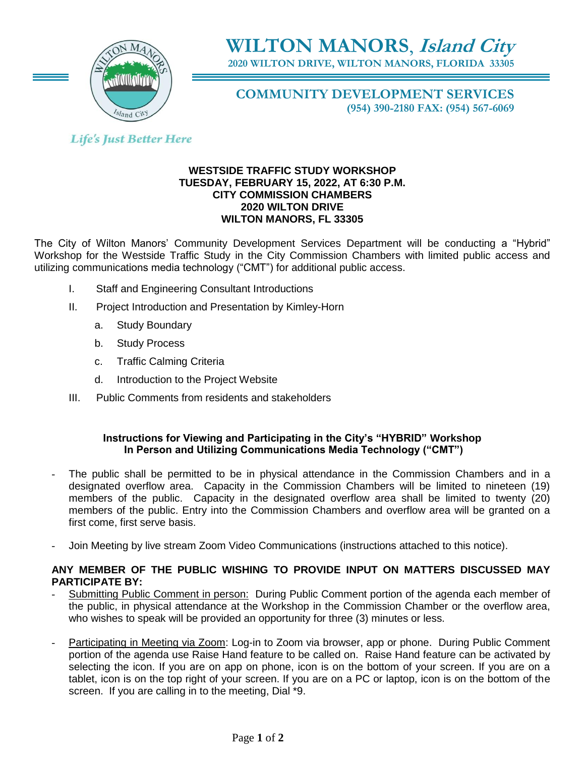# WILTON MANORS, *Island City*

**2020 WILTON DRIVE, WILTON MANORS, FLORIDA 33305**

## COMMUNITY DEVELOPMENT SERVICES

**(954) 390-2180 FAX: (954) 567-6069**

*Life's Just Better Here*

**WESTSIDE TRAFFIC STUDY WORKSHOP**
**TUESDAY, FEBRUARY 15, 2022, AT 6:30 P.M.**
**CITY COMMISSION CHAMBERS**
**2020 WILTON DRIVE**
**WILTON MANORS, FL 33305**

The City of Wilton Manors' Community Development Services Department will be conducting a "Hybrid" Workshop for the Westside Traffic Study in the City Commission Chambers with limited public access and utilizing communications media technology ("CMT") for additional public access.

I. Staff and Engineering Consultant Introductions

II. Project Introduction and Presentation by Kimley-Horn
   a. Study Boundary
   b. Study Process
   c. Traffic Calming Criteria
   d. Introduction to the Project Website

III. Public Comments from residents and stakeholders

**Instructions for Viewing and Participating in the City's "HYBRID" Workshop In Person and Utilizing Communications Media Technology ("CMT")**

- The public shall be permitted to be in physical attendance in the Commission Chambers and in a designated overflow area. Capacity in the Commission Chambers will be limited to nineteen (19) members of the public. Capacity in the designated overflow area shall be limited to twenty (20) members of the public. Entry into the Commission Chambers and overflow area will be granted on a first come, first serve basis.

- Join Meeting by live stream Zoom Video Communications (instructions attached to this notice).

**ANY MEMBER OF THE PUBLIC WISHING TO PROVIDE INPUT ON MATTERS DISCUSSED MAY PARTICIPATE BY:**

- Submitting Public Comment in person: During Public Comment portion of the agenda each member of the public, in physical attendance at the Workshop in the Commission Chamber or the overflow area, who wishes to speak will be provided an opportunity for three (3) minutes or less.

- Participating in Meeting via Zoom: Log-in to Zoom via browser, app or phone. During Public Comment portion of the agenda use Raise Hand feature to be called on. Raise Hand feature can be activated by selecting the icon. If you are on app on phone, icon is on the bottom of your screen. If you are on a tablet, icon is on the top right of your screen. If you are on a PC or laptop, icon is on the bottom of the screen. If you are calling in to the meeting, Dial *9.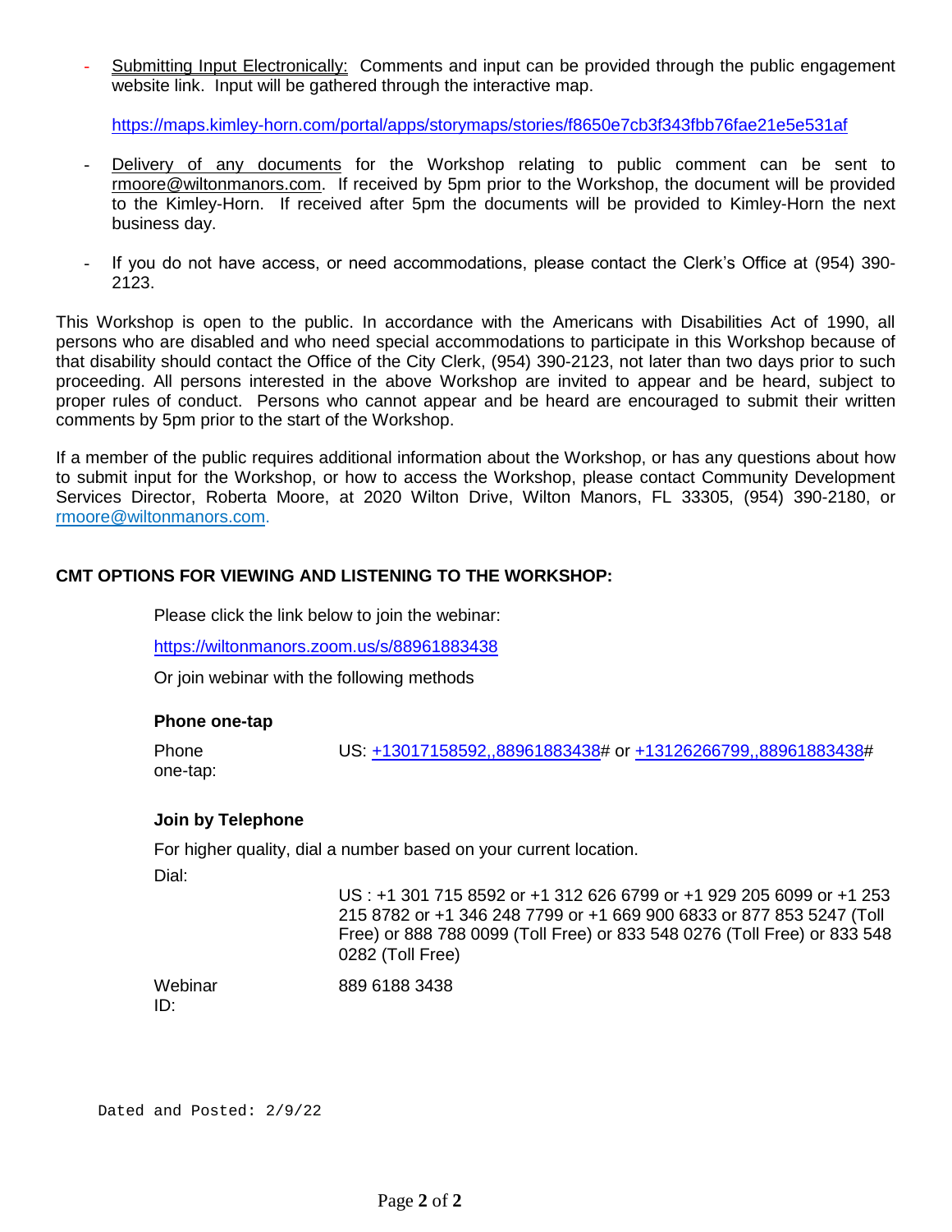- Submitting Input Electronically: Comments and input can be provided through the public engagement website link. Input will be gathered through the interactive map.

  https://maps.kimley-horn.com/portal/apps/storymaps/stories/f8650e7cb3f343fbb76fae21e5e531af

- Delivery of any documents for the Workshop relating to public comment can be sent to rmoore@wiltonmanors.com. If received by 5pm prior to the Workshop, the document will be provided to the Kimley-Horn. If received after 5pm the documents will be provided to Kimley-Horn the next business day.

- If you do not have access, or need accommodations, please contact the Clerk's Office at (954) 390-2123.

This Workshop is open to the public. In accordance with the Americans with Disabilities Act of 1990, all persons who are disabled and who need special accommodations to participate in this Workshop because of that disability should contact the Office of the City Clerk, (954) 390-2123, not later than two days prior to such proceeding. All persons interested in the above Workshop are invited to appear and be heard, subject to proper rules of conduct. Persons who cannot appear and be heard are encouraged to submit their written comments by 5pm prior to the start of the Workshop.

If a member of the public requires additional information about the Workshop, or has any questions about how to submit input for the Workshop, or how to access the Workshop, please contact Community Development Services Director, Roberta Moore, at 2020 Wilton Drive, Wilton Manors, FL 33305, (954) 390-2180, or rmoore@wiltonmanors.com.

**CMT OPTIONS FOR VIEWING AND LISTENING TO THE WORKSHOP:**

Please click the link below to join the webinar:

https://wiltonmanors.zoom.us/s/88961883438

Or join webinar with the following methods

**Phone one-tap**

Phone one-tap: US: +13017158592,,88961883438# or +13126266799,,88961883438#

**Join by Telephone**

For higher quality, dial a number based on your current location.

Dial:

US : +1 301 715 8592 or +1 312 626 6799 or +1 929 205 6099 or +1 253 215 8782 or +1 346 248 7799 or +1 669 900 6833 or 877 853 5247 (Toll Free) or 888 788 0099 (Toll Free) or 833 548 0276 (Toll Free) or 833 548 0282 (Toll Free)

Webinar ID: 889 6188 3438

Dated and Posted: 2/9/22